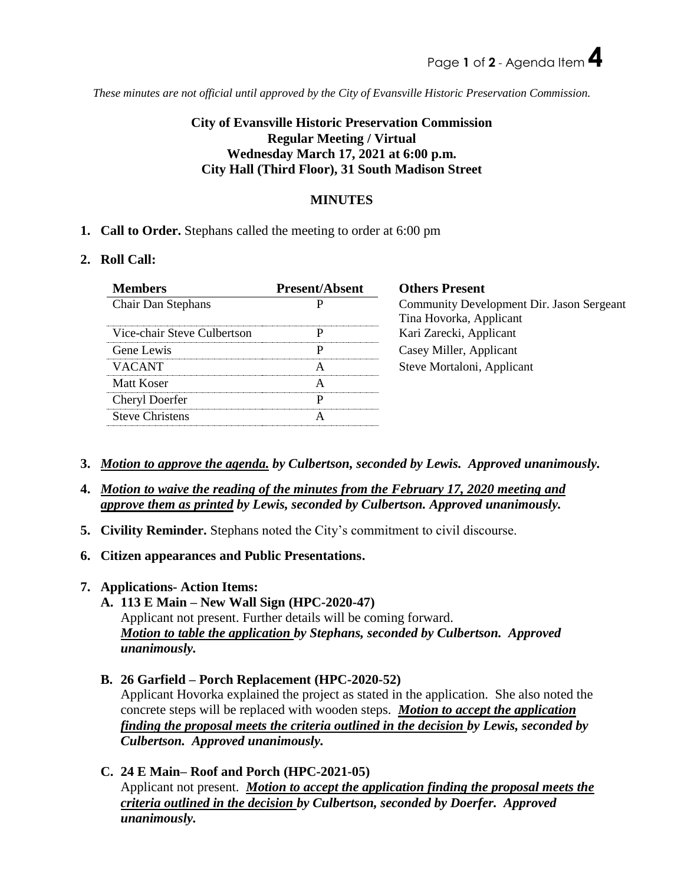*These minutes are not official until approved by the City of Evansville Historic Preservation Commission.*

**City of Evansville Historic Preservation Commission**
**Regular Meeting / Virtual**
**Wednesday March 17, 2021 at 6:00 p.m.**
**City Hall (Third Floor), 31 South Madison Street**

**MINUTES**

1. **Call to Order.** Stephans called the meeting to order at 6:00 pm

2. **Roll Call:**

| Members | Present/Absent | Others Present |
|---|---|---|
| Chair Dan Stephans | P | Community Development Dir. Jason Sergeant<br>Tina Hovorka, Applicant |
| Vice-chair Steve Culbertson | P | Kari Zarecki, Applicant |
| Gene Lewis | P | Casey Miller, Applicant |
| VACANT | A | Steve Mortaloni, Applicant |
| Matt Koser | A | |
| Cheryl Doerfer | P | |
| Steve Christens | A | |

3. ***Motion to approve the agenda.** by Culbertson, seconded by Lewis. Approved unanimously.*

4. ***Motion to waive the reading of the minutes from the February 17, 2020 meeting and approve them as printed** by Lewis, seconded by Culbertson. Approved unanimously.*

5. **Civility Reminder.** Stephans noted the City's commitment to civil discourse.

6. **Citizen appearances and Public Presentations.**

7. **Applications- Action Items:**

   **A. 113 E Main – New Wall Sign (HPC-2020-47)**
   Applicant not present. Further details will be coming forward.
   ***Motion to table the application** by Stephans, seconded by Culbertson. Approved unanimously.*

   **B. 26 Garfield – Porch Replacement (HPC-2020-52)**
   Applicant Hovorka explained the project as stated in the application. She also noted the concrete steps will be replaced with wooden steps. ***Motion to accept the application finding the proposal meets the criteria outlined in the decision** by Lewis, seconded by Culbertson. Approved unanimously.*

   **C. 24 E Main– Roof and Porch (HPC-2021-05)**
   Applicant not present. ***Motion to accept the application finding the proposal meets the criteria outlined in the decision** by Culbertson, seconded by Doerfer. Approved unanimously.*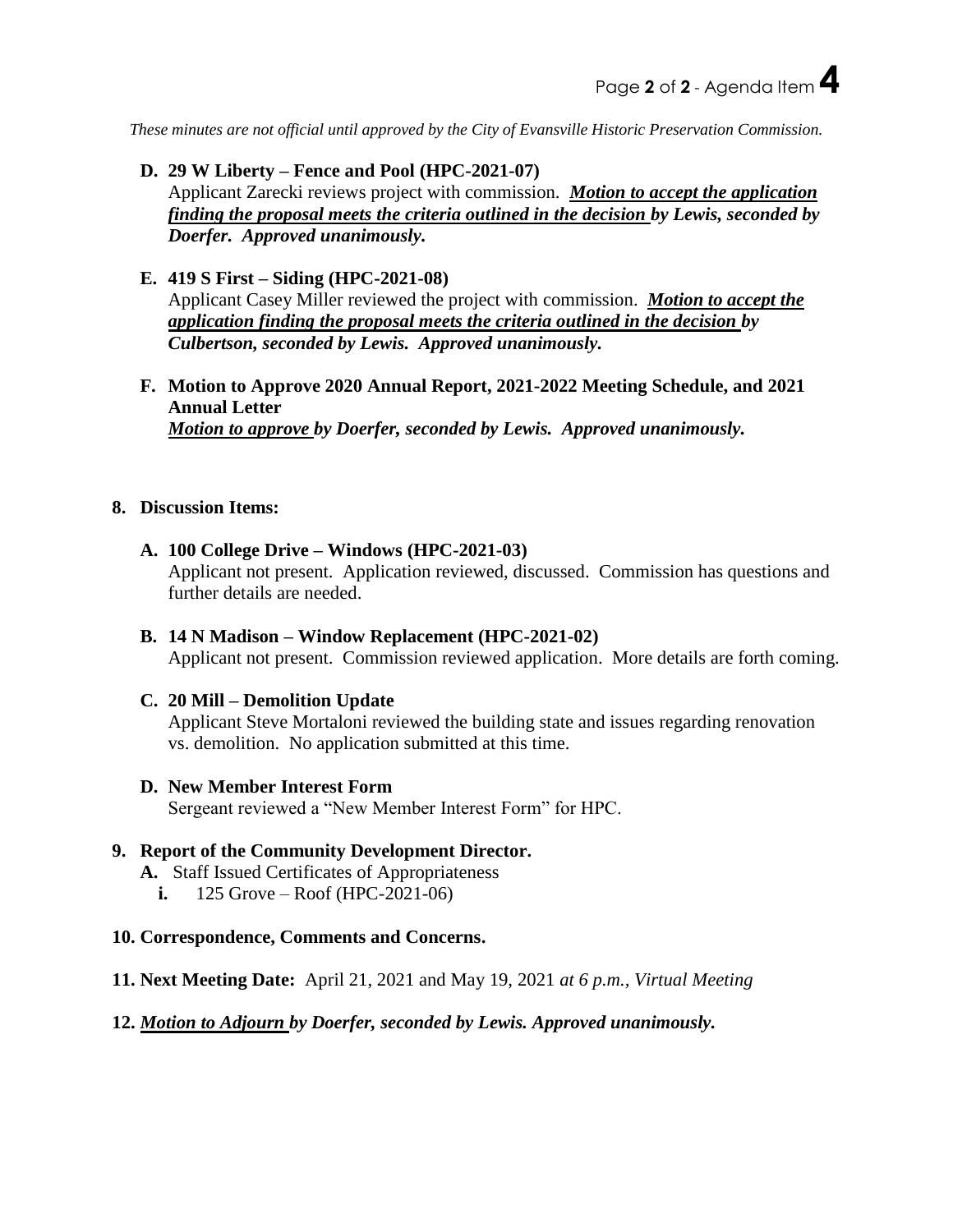*These minutes are not official until approved by the City of Evansville Historic Preservation Commission.*

**D. 29 W Liberty – Fence and Pool (HPC-2021-07)**
Applicant Zarecki reviews project with commission. ***Motion to accept the application finding the proposal meets the criteria outlined in the decision by Lewis, seconded by Doerfer. Approved unanimously.***

**E. 419 S First – Siding (HPC-2021-08)**
Applicant Casey Miller reviewed the project with commission. ***Motion to accept the application finding the proposal meets the criteria outlined in the decision by Culbertson, seconded by Lewis. Approved unanimously.***

**F. Motion to Approve 2020 Annual Report, 2021-2022 Meeting Schedule, and 2021 Annual Letter**
***Motion to approve by Doerfer, seconded by Lewis. Approved unanimously.***

**8. Discussion Items:**

**A. 100 College Drive – Windows (HPC-2021-03)**
Applicant not present. Application reviewed, discussed. Commission has questions and further details are needed.

**B. 14 N Madison – Window Replacement (HPC-2021-02)**
Applicant not present. Commission reviewed application. More details are forth coming.

**C. 20 Mill – Demolition Update**
Applicant Steve Mortaloni reviewed the building state and issues regarding renovation vs. demolition. No application submitted at this time.

**D. New Member Interest Form**
Sergeant reviewed a "New Member Interest Form" for HPC.

**9. Report of the Community Development Director.**

**A.** Staff Issued Certificates of Appropriateness

**i.** 125 Grove – Roof (HPC-2021-06)

**10. Correspondence, Comments and Concerns.**

**11. Next Meeting Date:** April 21, 2021 and May 19, 2021 *at 6 p.m., Virtual Meeting*

**12. *Motion to Adjourn by Doerfer, seconded by Lewis. Approved unanimously.***